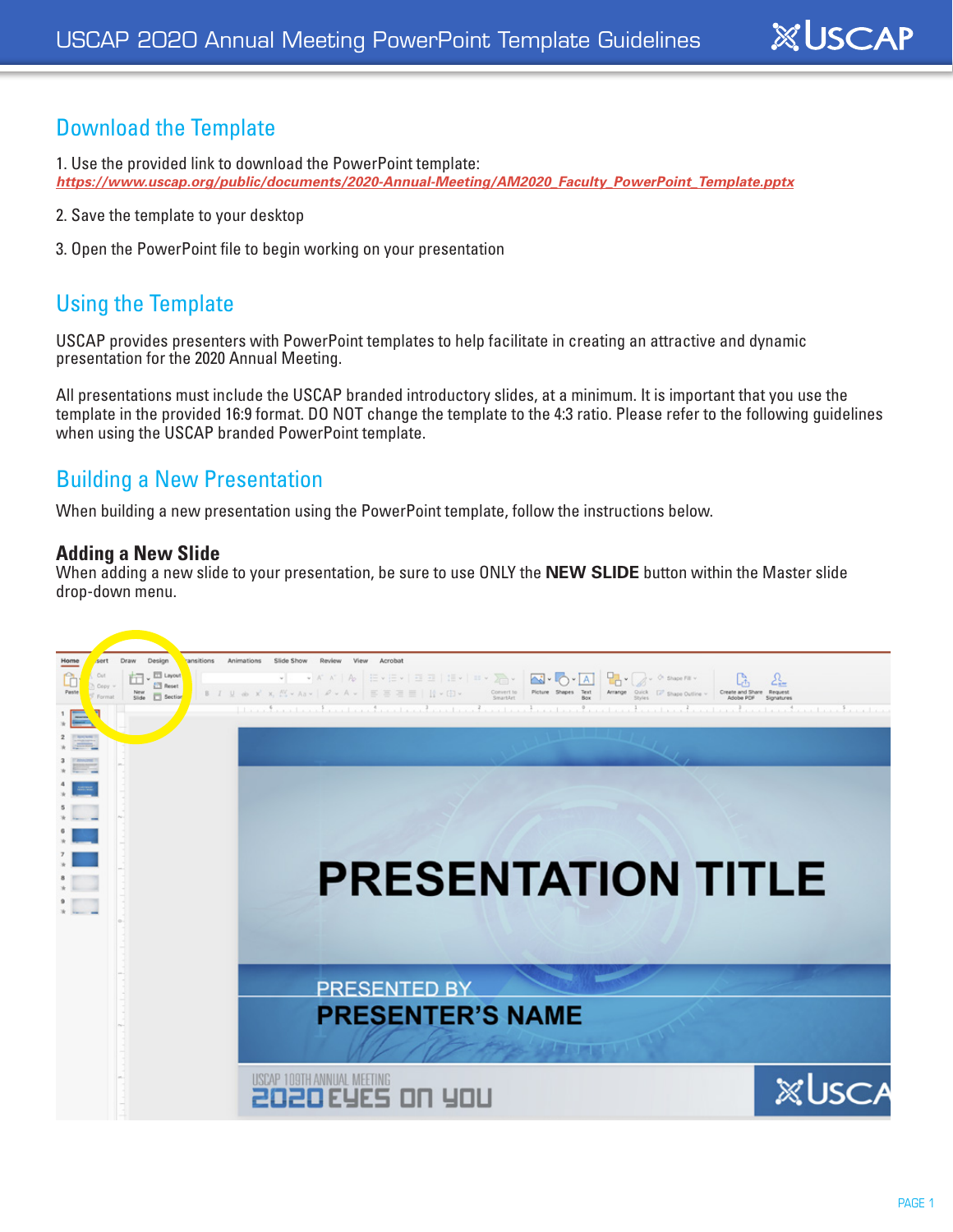## Download the Template

1. Use the provided link to download the PowerPoint template:
***https://www.uscap.org/public/documents/2020-Annual-Meeting/AM2020_Faculty_PowerPoint_Template.pptx***

2. Save the template to your desktop

3. Open the PowerPoint file to begin working on your presentation

## Using the Template

USCAP provides presenters with PowerPoint templates to help facilitate in creating an attractive and dynamic presentation for the 2020 Annual Meeting.

All presentations must include the USCAP branded introductory slides, at a minimum. It is important that you use the template in the provided 16:9 format. DO NOT change the template to the 4:3 ratio. Please refer to the following guidelines when using the USCAP branded PowerPoint template.

## Building a New Presentation

When building a new presentation using the PowerPoint template, follow the instructions below.

### Adding a New Slide

When adding a new slide to your presentation, be sure to use ONLY the **NEW SLIDE** button within the Master slide drop-down menu.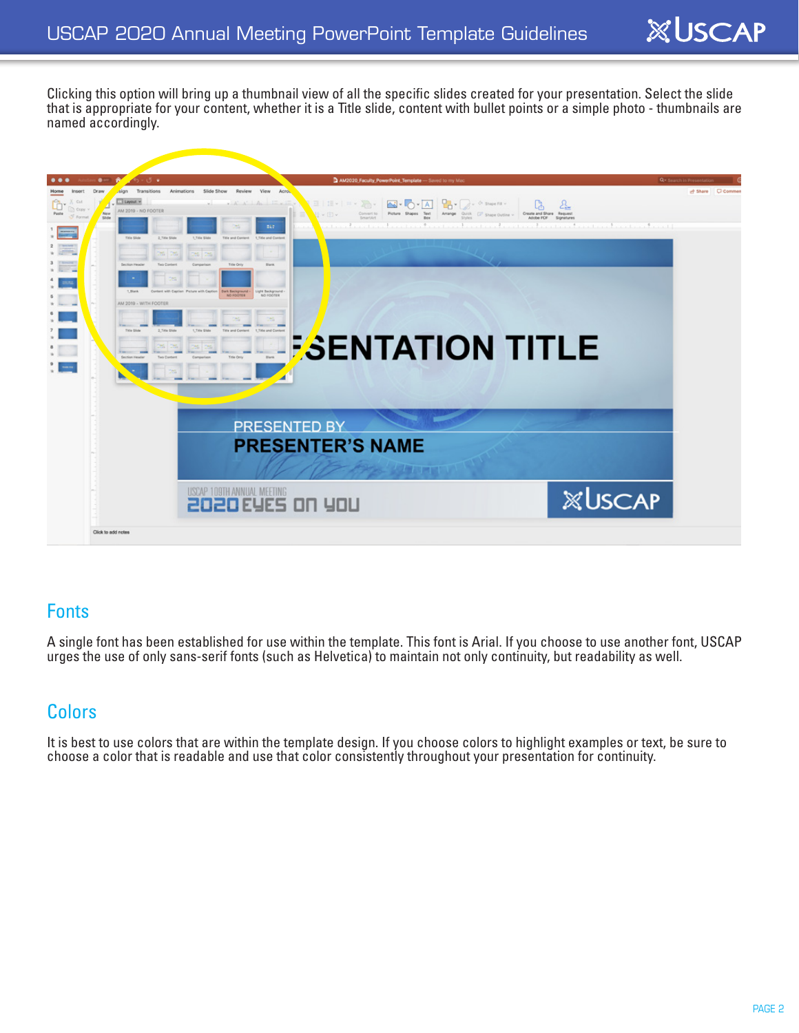Clicking this option will bring up a thumbnail view of all the specific slides created for your presentation. Select the slide that is appropriate for your content, whether it is a Title slide, content with bullet points or a simple photo - thumbnails are named accordingly.

## Fonts

A single font has been established for use within the template. This font is Arial. If you choose to use another font, USCAP urges the use of only sans-serif fonts (such as Helvetica) to maintain not only continuity, but readability as well.

## Colors

It is best to use colors that are within the template design. If you choose colors to highlight examples or text, be sure to choose a color that is readable and use that color consistently throughout your presentation for continuity.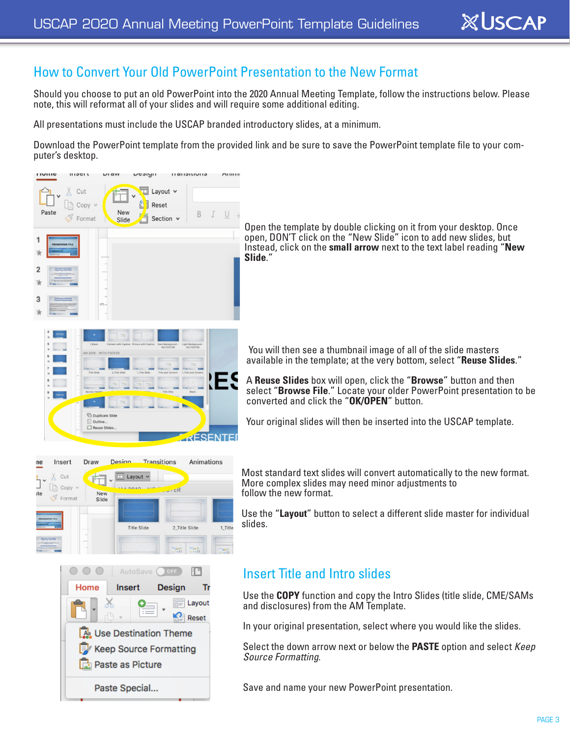## How to Convert Your Old PowerPoint Presentation to the New Format

Should you choose to put an old PowerPoint into the 2020 Annual Meeting Template, follow the instructions below. Please note, this will reformat all of your slides and will require some additional editing.

All presentations must include the USCAP branded introductory slides, at a minimum.

Download the PowerPoint template from the provided link and be sure to save the PowerPoint template file to your computer's desktop.

Open the template by double clicking on it from your desktop. Once open, DON'T click on the "New Slide" icon to add new slides, but Instead, click on the **small arrow** next to the text label reading "**New Slide**."

You will then see a thumbnail image of all of the slide masters available in the template; at the very bottom, select "**Reuse Slides**."

A **Reuse Slides** box will open, click the "**Browse**" button and then select "**Browse File**." Locate your older PowerPoint presentation to be converted and click the "**OK/OPEN**" button.

Your original slides will then be inserted into the USCAP template.

Most standard text slides will convert automatically to the new format. More complex slides may need minor adjustments to follow the new format.

Use the "**Layout**" button to select a different slide master for individual slides.

## Insert Title and Intro slides

Use the **COPY** function and copy the Intro Slides (title slide, CME/SAMs and disclosures) from the AM Template.

In your original presentation, select where you would like the slides.

Select the down arrow next or below the **PASTE** option and select *Keep Source Formatting*.

Save and name your new PowerPoint presentation.